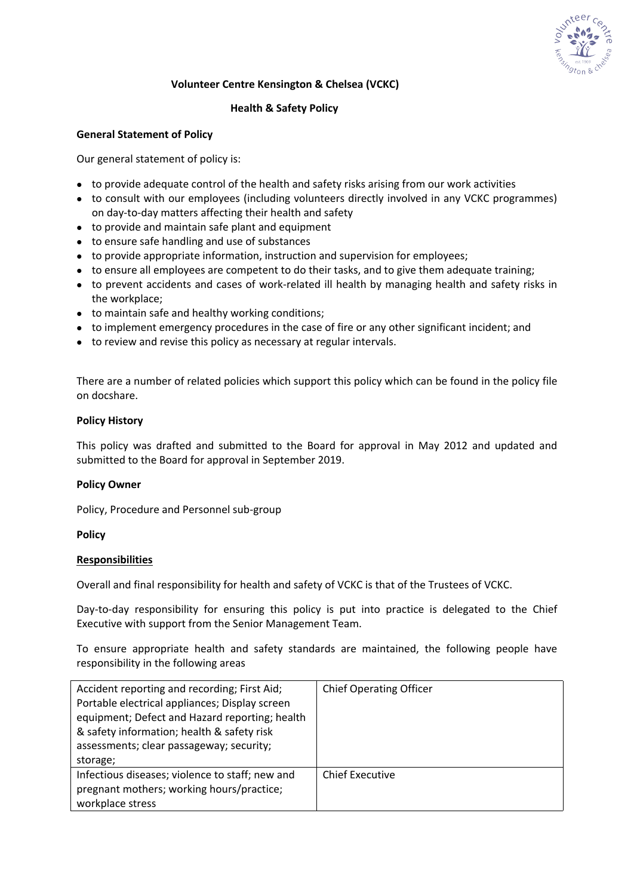**Volunteer Centre Kensington & Chelsea (VCKC)**

**Health & Safety Policy**

**General Statement of Policy**

Our general statement of policy is:

- to provide adequate control of the health and safety risks arising from our work activities
- to consult with our employees (including volunteers directly involved in any VCKC programmes) on day-to-day matters affecting their health and safety
- to provide and maintain safe plant and equipment
- to ensure safe handling and use of substances
- to provide appropriate information, instruction and supervision for employees;
- to ensure all employees are competent to do their tasks, and to give them adequate training;
- to prevent accidents and cases of work-related ill health by managing health and safety risks in the workplace;
- to maintain safe and healthy working conditions;
- to implement emergency procedures in the case of fire or any other significant incident; and
- to review and revise this policy as necessary at regular intervals.

There are a number of related policies which support this policy which can be found in the policy file on docshare.

**Policy History**

This policy was drafted and submitted to the Board for approval in May 2012 and updated and submitted to the Board for approval in September 2019.

**Policy Owner**

Policy, Procedure and Personnel sub-group

**Policy**

**Responsibilities**

Overall and final responsibility for health and safety of VCKC is that of the Trustees of VCKC.

Day-to-day responsibility for ensuring this policy is put into practice is delegated to the Chief Executive with support from the Senior Management Team.

To ensure appropriate health and safety standards are maintained, the following people have responsibility in the following areas

| | |
|---|---|
| Accident reporting and recording; First Aid; Portable electrical appliances; Display screen equipment; Defect and Hazard reporting; health & safety information; health & safety risk assessments; clear passageway; security; storage; | Chief Operating Officer |
| Infectious diseases; violence to staff; new and pregnant mothers; working hours/practice; workplace stress | Chief Executive |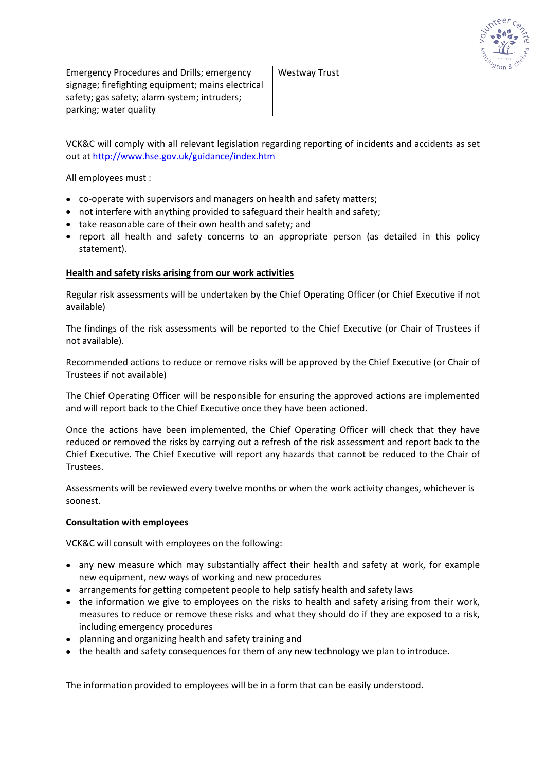| Emergency Procedures and Drills; emergency signage; firefighting equipment; mains electrical safety; gas safety; alarm system; intruders; parking; water quality | Westway Trust |
|---|---|

VCK&C will comply with all relevant legislation regarding reporting of incidents and accidents as set out at [http://www.hse.gov.uk/guidance/index.htm](http://www.hse.gov.uk/guidance/index.htm)

All employees must :

- co-operate with supervisors and managers on health and safety matters;
- not interfere with anything provided to safeguard their health and safety;
- take reasonable care of their own health and safety; and
- report all health and safety concerns to an appropriate person (as detailed in this policy statement).

**Health and safety risks arising from our work activities**

Regular risk assessments will be undertaken by the Chief Operating Officer (or Chief Executive if not available)

The findings of the risk assessments will be reported to the Chief Executive (or Chair of Trustees if not available).

Recommended actions to reduce or remove risks will be approved by the Chief Executive (or Chair of Trustees if not available)

The Chief Operating Officer will be responsible for ensuring the approved actions are implemented and will report back to the Chief Executive once they have been actioned.

Once the actions have been implemented, the Chief Operating Officer will check that they have reduced or removed the risks by carrying out a refresh of the risk assessment and report back to the Chief Executive. The Chief Executive will report any hazards that cannot be reduced to the Chair of Trustees.

Assessments will be reviewed every twelve months or when the work activity changes, whichever is soonest.

**Consultation with employees**

VCK&C will consult with employees on the following:

- any new measure which may substantially affect their health and safety at work, for example new equipment, new ways of working and new procedures
- arrangements for getting competent people to help satisfy health and safety laws
- the information we give to employees on the risks to health and safety arising from their work, measures to reduce or remove these risks and what they should do if they are exposed to a risk, including emergency procedures
- planning and organizing health and safety training and
- the health and safety consequences for them of any new technology we plan to introduce.

The information provided to employees will be in a form that can be easily understood.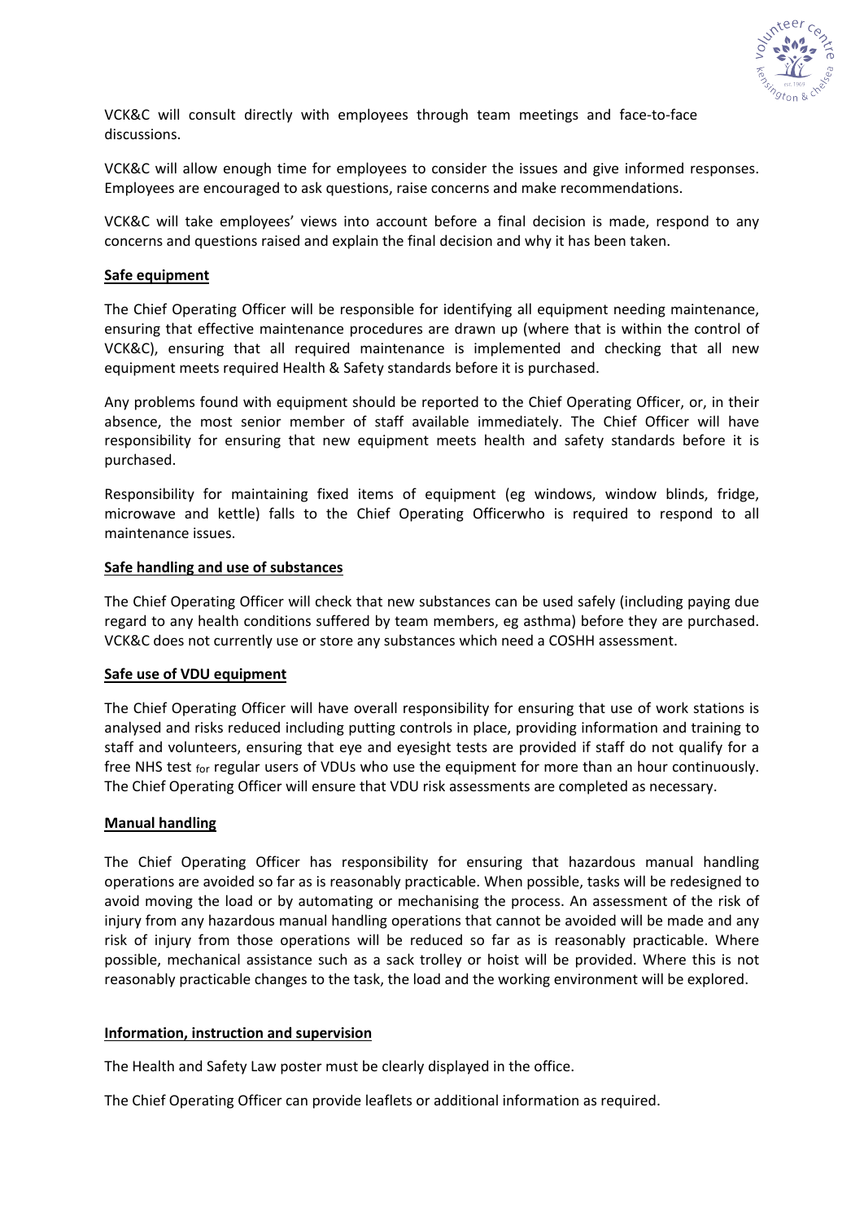VCK&C will consult directly with employees through team meetings and face-to-face discussions.

VCK&C will allow enough time for employees to consider the issues and give informed responses. Employees are encouraged to ask questions, raise concerns and make recommendations.

VCK&C will take employees' views into account before a final decision is made, respond to any concerns and questions raised and explain the final decision and why it has been taken.

**Safe equipment**

The Chief Operating Officer will be responsible for identifying all equipment needing maintenance, ensuring that effective maintenance procedures are drawn up (where that is within the control of VCK&C), ensuring that all required maintenance is implemented and checking that all new equipment meets required Health & Safety standards before it is purchased.

Any problems found with equipment should be reported to the Chief Operating Officer, or, in their absence, the most senior member of staff available immediately. The Chief Officer will have responsibility for ensuring that new equipment meets health and safety standards before it is purchased.

Responsibility for maintaining fixed items of equipment (eg windows, window blinds, fridge, microwave and kettle) falls to the Chief Operating Officerwho is required to respond to all maintenance issues.

**Safe handling and use of substances**

The Chief Operating Officer will check that new substances can be used safely (including paying due regard to any health conditions suffered by team members, eg asthma) before they are purchased. VCK&C does not currently use or store any substances which need a COSHH assessment.

**Safe use of VDU equipment**

The Chief Operating Officer will have overall responsibility for ensuring that use of work stations is analysed and risks reduced including putting controls in place, providing information and training to staff and volunteers, ensuring that eye and eyesight tests are provided if staff do not qualify for a free NHS test for regular users of VDUs who use the equipment for more than an hour continuously. The Chief Operating Officer will ensure that VDU risk assessments are completed as necessary.

**Manual handling**

The Chief Operating Officer has responsibility for ensuring that hazardous manual handling operations are avoided so far as is reasonably practicable. When possible, tasks will be redesigned to avoid moving the load or by automating or mechanising the process. An assessment of the risk of injury from any hazardous manual handling operations that cannot be avoided will be made and any risk of injury from those operations will be reduced so far as is reasonably practicable. Where possible, mechanical assistance such as a sack trolley or hoist will be provided. Where this is not reasonably practicable changes to the task, the load and the working environment will be explored.

**Information, instruction and supervision**

The Health and Safety Law poster must be clearly displayed in the office.

The Chief Operating Officer can provide leaflets or additional information as required.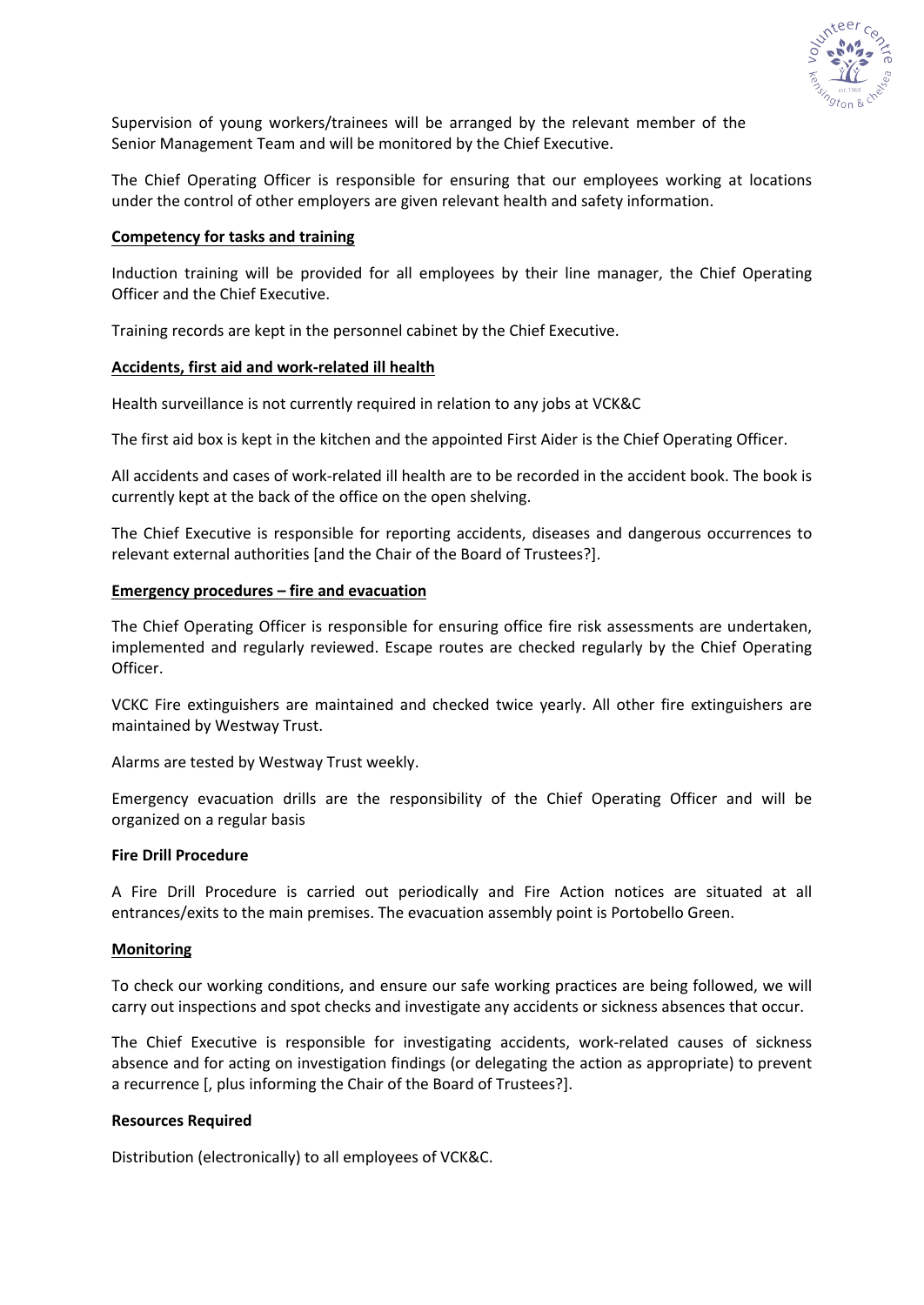Supervision of young workers/trainees will be arranged by the relevant member of the Senior Management Team and will be monitored by the Chief Executive.

The Chief Operating Officer is responsible for ensuring that our employees working at locations under the control of other employers are given relevant health and safety information.

## Competency for tasks and training

Induction training will be provided for all employees by their line manager, the Chief Operating Officer and the Chief Executive.

Training records are kept in the personnel cabinet by the Chief Executive.

## Accidents, first aid and work-related ill health

Health surveillance is not currently required in relation to any jobs at VCK&C

The first aid box is kept in the kitchen and the appointed First Aider is the Chief Operating Officer.

All accidents and cases of work-related ill health are to be recorded in the accident book. The book is currently kept at the back of the office on the open shelving.

The Chief Executive is responsible for reporting accidents, diseases and dangerous occurrences to relevant external authorities [and the Chair of the Board of Trustees?].

## Emergency procedures – fire and evacuation

The Chief Operating Officer is responsible for ensuring office fire risk assessments are undertaken, implemented and regularly reviewed. Escape routes are checked regularly by the Chief Operating Officer.

VCKC Fire extinguishers are maintained and checked twice yearly. All other fire extinguishers are maintained by Westway Trust.

Alarms are tested by Westway Trust weekly.

Emergency evacuation drills are the responsibility of the Chief Operating Officer and will be organized on a regular basis

### Fire Drill Procedure

A Fire Drill Procedure is carried out periodically and Fire Action notices are situated at all entrances/exits to the main premises. The evacuation assembly point is Portobello Green.

## Monitoring

To check our working conditions, and ensure our safe working practices are being followed, we will carry out inspections and spot checks and investigate any accidents or sickness absences that occur.

The Chief Executive is responsible for investigating accidents, work-related causes of sickness absence and for acting on investigation findings (or delegating the action as appropriate) to prevent a recurrence [, plus informing the Chair of the Board of Trustees?].

### Resources Required

Distribution (electronically) to all employees of VCK&C.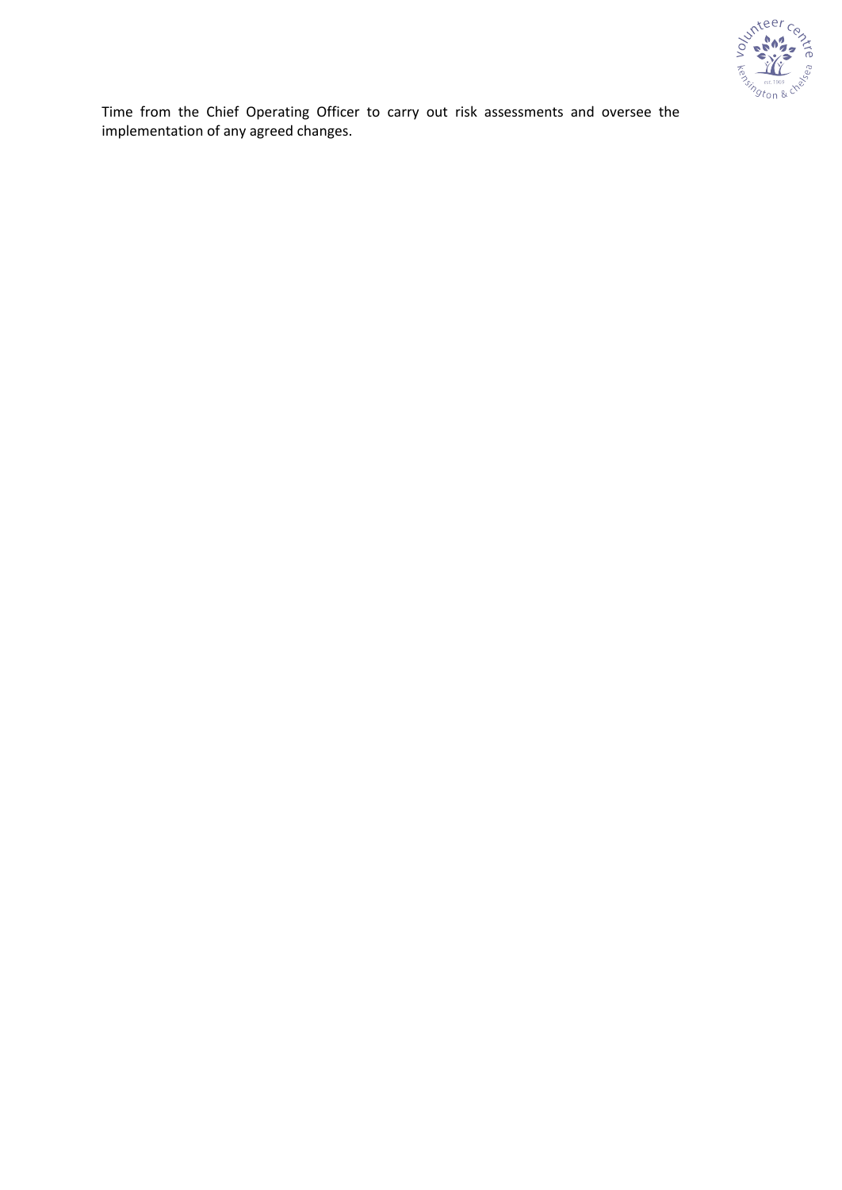Time from the Chief Operating Officer to carry out risk assessments and oversee the implementation of any agreed changes.